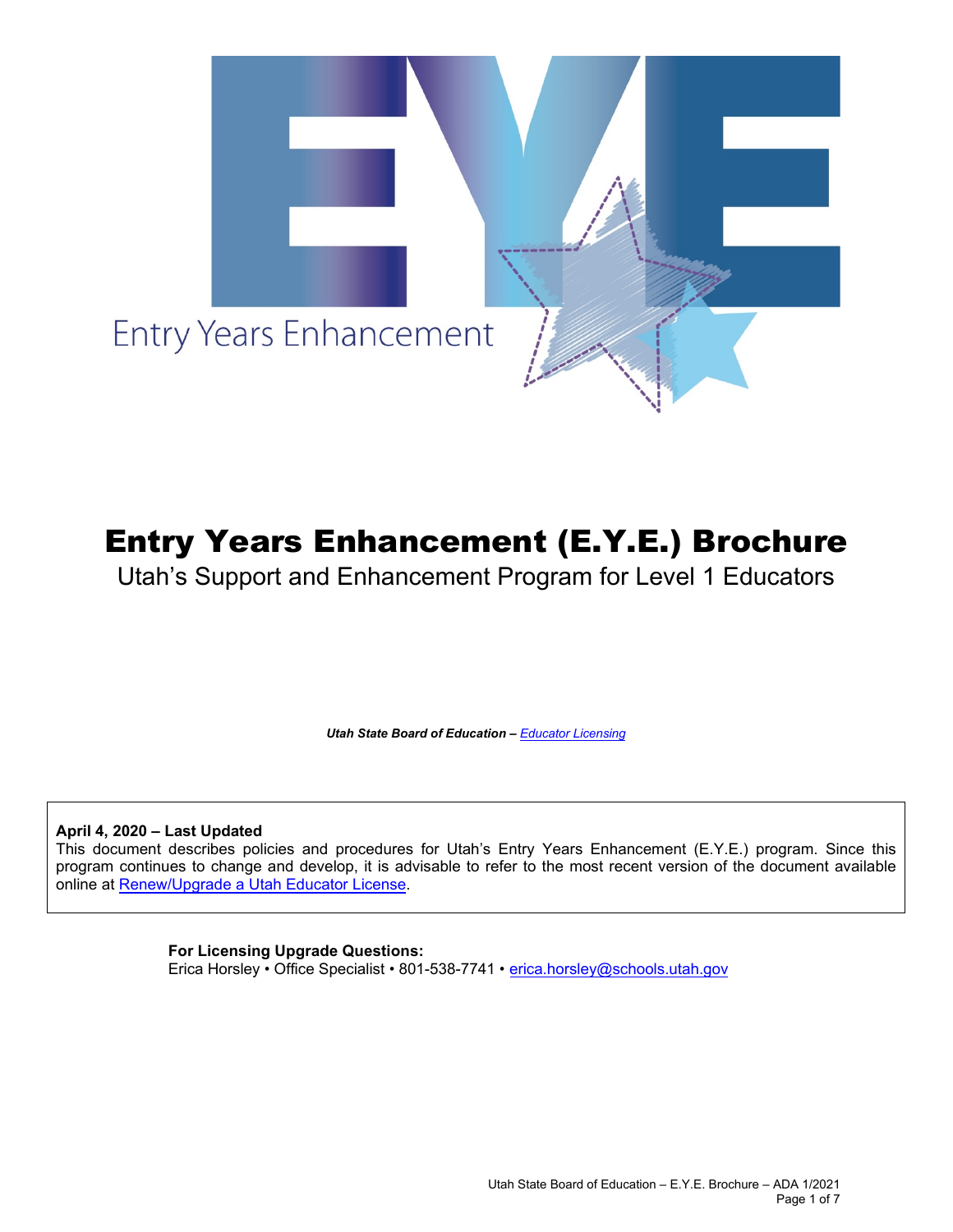Entry Years Enhancement

# Entry Years Enhancement (E.Y.E.) Brochure

Utah's Support and Enhancement Program for Level 1 Educators

***Utah State Board of Education – [Educator Licensing](#)***

**April 4, 2020 – Last Updated**
This document describes policies and procedures for Utah's Entry Years Enhancement (E.Y.E.) program. Since this program continues to change and develop, it is advisable to refer to the most recent version of the document available online at [Renew/Upgrade a Utah Educator License](#).

**For Licensing Upgrade Questions:**
Erica Horsley • Office Specialist • 801-538-7741 • [erica.horsley@schools.utah.gov](mailto:erica.horsley@schools.utah.gov)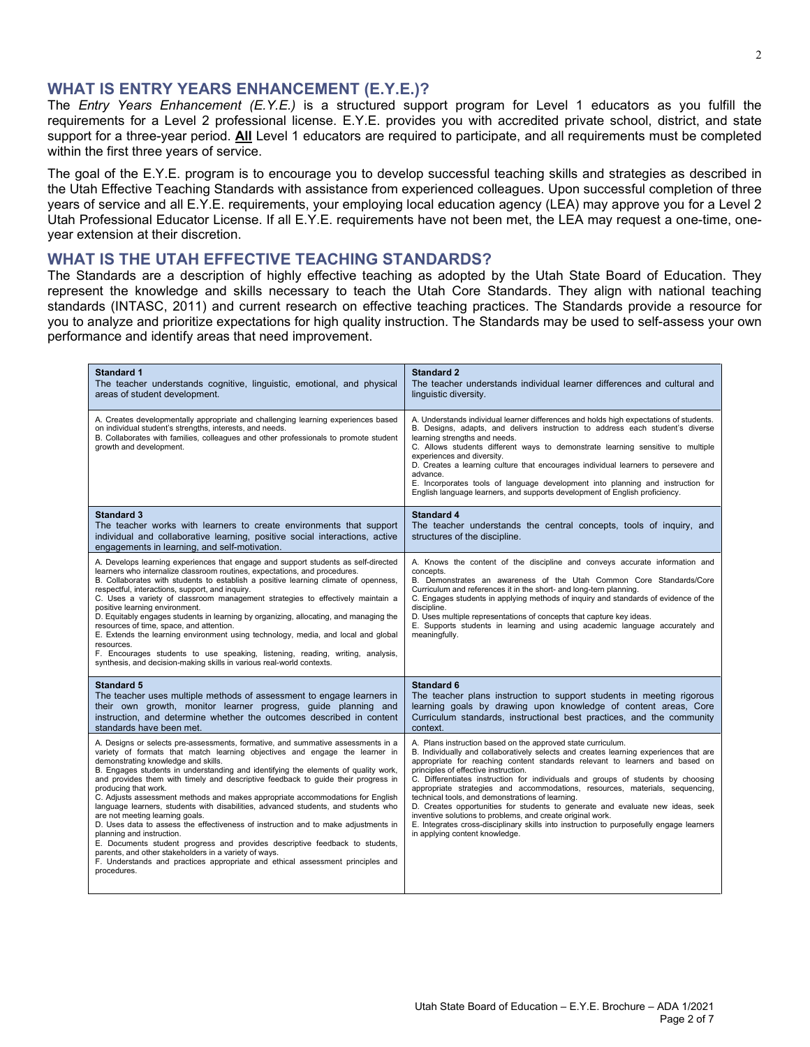## WHAT IS ENTRY YEARS ENHANCEMENT (E.Y.E.)?

The *Entry Years Enhancement (E.Y.E.)* is a structured support program for Level 1 educators as you fulfill the requirements for a Level 2 professional license. E.Y.E. provides you with accredited private school, district, and state support for a three-year period. **All** Level 1 educators are required to participate, and all requirements must be completed within the first three years of service.

The goal of the E.Y.E. program is to encourage you to develop successful teaching skills and strategies as described in the Utah Effective Teaching Standards with assistance from experienced colleagues. Upon successful completion of three years of service and all E.Y.E. requirements, your employing local education agency (LEA) may approve you for a Level 2 Utah Professional Educator License. If all E.Y.E. requirements have not been met, the LEA may request a one-time, one-year extension at their discretion.

## WHAT IS THE UTAH EFFECTIVE TEACHING STANDARDS?

The Standards are a description of highly effective teaching as adopted by the Utah State Board of Education. They represent the knowledge and skills necessary to teach the Utah Core Standards. They align with national teaching standards (INTASC, 2011) and current research on effective teaching practices. The Standards provide a resource for you to analyze and prioritize expectations for high quality instruction. The Standards may be used to self-assess your own performance and identify areas that need improvement.

| **Standard 1**<br>The teacher understands cognitive, linguistic, emotional, and physical areas of student development. | **Standard 2**<br>The teacher understands individual learner differences and cultural and linguistic diversity. |
|---|---|
| A. Creates developmentally appropriate and challenging learning experiences based on individual student's strengths, interests, and needs.<br>B. Collaborates with families, colleagues and other professionals to promote student growth and development. | A. Understands individual learner differences and holds high expectations of students.<br>B. Designs, adapts, and delivers instruction to address each student's diverse learning strengths and needs.<br>C. Allows students different ways to demonstrate learning sensitive to multiple experiences and diversity.<br>D. Creates a learning culture that encourages individual learners to persevere and advance.<br>E. Incorporates tools of language development into planning and instruction for English language learners, and supports development of English proficiency. |
| **Standard 3**<br>The teacher works with learners to create environments that support individual and collaborative learning, positive social interactions, active engagements in learning, and self-motivation. | **Standard 4**<br>The teacher understands the central concepts, tools of inquiry, and structures of the discipline. |
| A. Develops learning experiences that engage and support students as self-directed learners who internalize classroom routines, expectations, and procedures.<br>B. Collaborates with students to establish a positive learning climate of openness, respectful, interactions, support, and inquiry.<br>C. Uses a variety of classroom management strategies to effectively maintain a positive learning environment.<br>D. Equitably engages students in learning by organizing, allocating, and managing the resources of time, space, and attention.<br>E. Extends the learning environment using technology, media, and local and global resources.<br>F. Encourages students to use speaking, listening, reading, writing, analysis, synthesis, and decision-making skills in various real-world contexts. | A. Knows the content of the discipline and conveys accurate information and concepts.<br>B. Demonstrates an awareness of the Utah Common Core Standards/Core Curriculum and references it in the short- and long-tern planning.<br>C. Engages students in applying methods of inquiry and standards of evidence of the discipline.<br>D. Uses multiple representations of concepts that capture key ideas.<br>E. Supports students in learning and using academic language accurately and meaningfully. |
| **Standard 5**<br>The teacher uses multiple methods of assessment to engage learners in their own growth, monitor learner progress, guide planning and instruction, and determine whether the outcomes described in content standards have been met. | **Standard 6**<br>The teacher plans instruction to support students in meeting rigorous learning goals by drawing upon knowledge of content areas, Core Curriculum standards, instructional best practices, and the community context. |
| A. Designs or selects pre-assessments, formative, and summative assessments in a variety of formats that match learning objectives and engage the learner in demonstrating knowledge and skills.<br>B. Engages students in understanding and identifying the elements of quality work, and provides them with timely and descriptive feedback to guide their progress in producing that work.<br>C. Adjusts assessment methods and makes appropriate accommodations for English language learners, students with disabilities, advanced students, and students who are not meeting learning goals.<br>D. Uses data to assess the effectiveness of instruction and to make adjustments in planning and instruction.<br>E. Documents student progress and provides descriptive feedback to students, parents, and other stakeholders in a variety of ways.<br>F. Understands and practices appropriate and ethical assessment principles and procedures. | A. Plans instruction based on the approved state curriculum.<br>B. Individually and collaboratively selects and creates learning experiences that are appropriate for reaching content standards relevant to learners and based on principles of effective instruction.<br>C. Differentiates instruction for individuals and groups of students by choosing appropriate strategies and accommodations, resources, materials, sequencing, technical tools, and demonstrations of learning.<br>D. Creates opportunities for students to generate and evaluate new ideas, seek inventive solutions to problems, and create original work.<br>E. Integrates cross-disciplinary skills into instruction to purposefully engage learners in applying content knowledge. |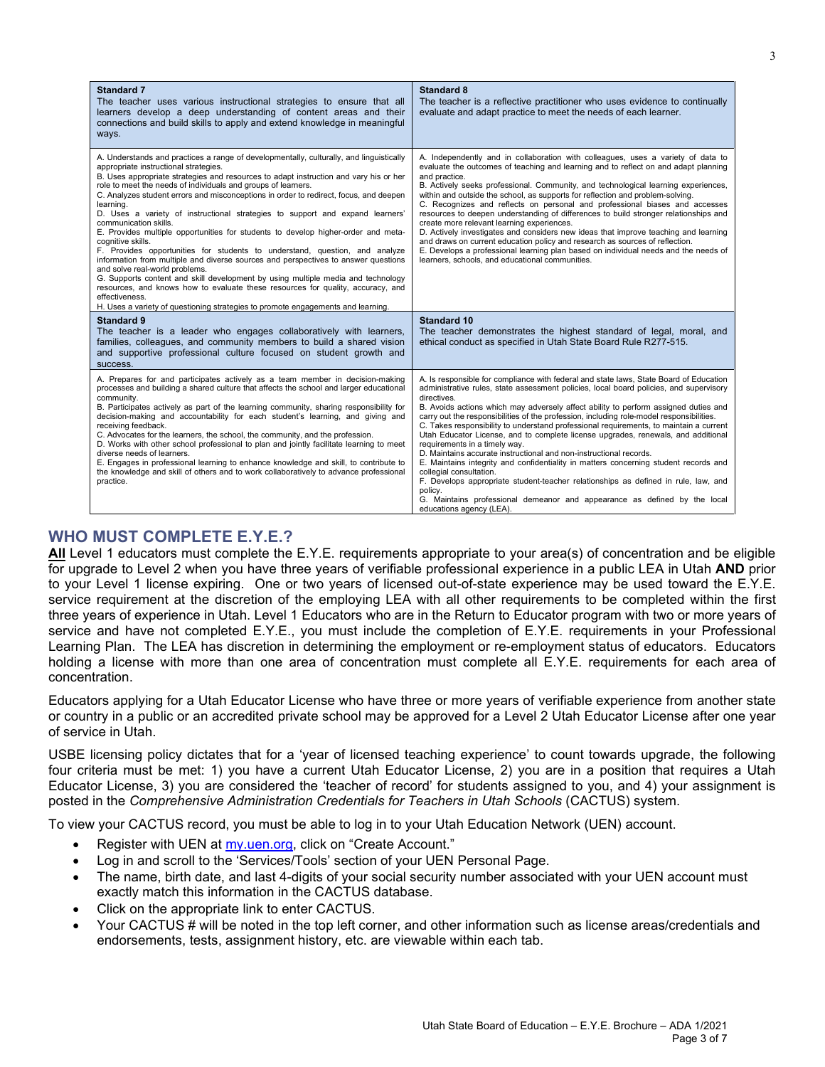| **Standard 7**<br>The teacher uses various instructional strategies to ensure that all learners develop a deep understanding of content areas and their connections and build skills to apply and extend knowledge in meaningful ways. | **Standard 8**<br>The teacher is a reflective practitioner who uses evidence to continually evaluate and adapt practice to meet the needs of each learner. |
|---|---|
| A. Understands and practices a range of developmentally, culturally, and linguistically appropriate instructional strategies.<br>B. Uses appropriate strategies and resources to adapt instruction and vary his or her role to meet the needs of individuals and groups of learners.<br>C. Analyzes student errors and misconceptions in order to redirect, focus, and deepen learning.<br>D. Uses a variety of instructional strategies to support and expand learners' communication skills.<br>E. Provides multiple opportunities for students to develop higher-order and meta-cognitive skills.<br>F. Provides opportunities for students to understand, question, and analyze information from multiple and diverse sources and perspectives to answer questions and solve real-world problems.<br>G. Supports content and skill development by using multiple media and technology resources, and knows how to evaluate these resources for quality, accuracy, and effectiveness.<br>H. Uses a variety of questioning strategies to promote engagements and learning. | A. Independently and in collaboration with colleagues, uses a variety of data to evaluate the outcomes of teaching and learning and to reflect on and adapt planning and practice.<br>B. Actively seeks professional. Community, and technological learning experiences, within and outside the school, as supports for reflection and problem-solving.<br>C. Recognizes and reflects on personal and professional biases and accesses resources to deepen understanding of differences to build stronger relationships and create more relevant learning experiences.<br>D. Actively investigates and considers new ideas that improve teaching and learning and draws on current education policy and research as sources of reflection.<br>E. Develops a professional learning plan based on individual needs and the needs of learners, schools, and educational communities. |
| **Standard 9**<br>The teacher is a leader who engages collaboratively with learners, families, colleagues, and community members to build a shared vision and supportive professional culture focused on student growth and success. | **Standard 10**<br>The teacher demonstrates the highest standard of legal, moral, and ethical conduct as specified in Utah State Board Rule R277-515. |
| A. Prepares for and participates actively as a team member in decision-making processes and building a shared culture that affects the school and larger educational community.<br>B. Participates actively as part of the learning community, sharing responsibility for decision-making and accountability for each student's learning, and giving and receiving feedback.<br>C. Advocates for the learners, the school, the community, and the profession.<br>D. Works with other school professional to plan and jointly facilitate learning to meet diverse needs of learners.<br>E. Engages in professional learning to enhance knowledge and skill, to contribute to the knowledge and skill of others and to work collaboratively to advance professional practice. | A. Is responsible for compliance with federal and state laws, State Board of Education administrative rules, state assessment policies, local board policies, and supervisory directives.<br>B. Avoids actions which may adversely affect ability to perform assigned duties and carry out the responsibilities of the profession, including role-model responsibilities.<br>C. Takes responsibility to understand professional requirements, to maintain a current Utah Educator License, and to complete license upgrades, renewals, and additional requirements in a timely way.<br>D. Maintains accurate instructional and non-instructional records.<br>E. Maintains integrity and confidentiality in matters concerning student records and collegial consultation.<br>F. Develops appropriate student-teacher relationships as defined in rule, law, and policy.<br>G. Maintains professional demeanor and appearance as defined by the local educations agency (LEA). |

## WHO MUST COMPLETE E.Y.E.?

**All** Level 1 educators must complete the E.Y.E. requirements appropriate to your area(s) of concentration and be eligible for upgrade to Level 2 when you have three years of verifiable professional experience in a public LEA in Utah **AND** prior to your Level 1 license expiring. One or two years of licensed out-of-state experience may be used toward the E.Y.E. service requirement at the discretion of the employing LEA with all other requirements to be completed within the first three years of experience in Utah. Level 1 Educators who are in the Return to Educator program with two or more years of service and have not completed E.Y.E., you must include the completion of E.Y.E. requirements in your Professional Learning Plan. The LEA has discretion in determining the employment or re-employment status of educators. Educators holding a license with more than one area of concentration must complete all E.Y.E. requirements for each area of concentration.

Educators applying for a Utah Educator License who have three or more years of verifiable experience from another state or country in a public or an accredited private school may be approved for a Level 2 Utah Educator License after one year of service in Utah.

USBE licensing policy dictates that for a 'year of licensed teaching experience' to count towards upgrade, the following four criteria must be met: 1) you have a current Utah Educator License, 2) you are in a position that requires a Utah Educator License, 3) you are considered the 'teacher of record' for students assigned to you, and 4) your assignment is posted in the *Comprehensive Administration Credentials for Teachers in Utah Schools* (CACTUS) system.

To view your CACTUS record, you must be able to log in to your Utah Education Network (UEN) account.

- Register with UEN at my.uen.org, click on "Create Account."
- Log in and scroll to the 'Services/Tools' section of your UEN Personal Page.
- The name, birth date, and last 4-digits of your social security number associated with your UEN account must exactly match this information in the CACTUS database.
- Click on the appropriate link to enter CACTUS.
- Your CACTUS # will be noted in the top left corner, and other information such as license areas/credentials and endorsements, tests, assignment history, etc. are viewable within each tab.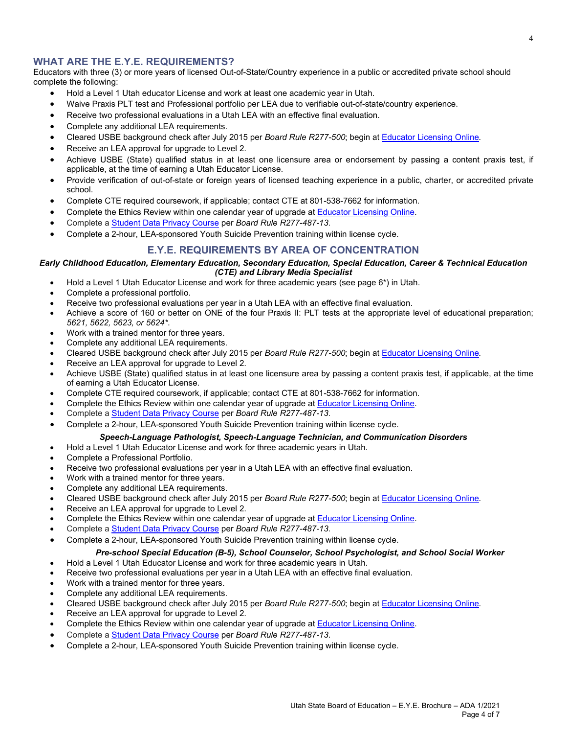## WHAT ARE THE E.Y.E. REQUIREMENTS?

Educators with three (3) or more years of licensed Out-of-State/Country experience in a public or accredited private school should complete the following:

- Hold a Level 1 Utah educator License and work at least one academic year in Utah.
- Waive Praxis PLT test and Professional portfolio per LEA due to verifiable out-of-state/country experience.
- Receive two professional evaluations in a Utah LEA with an effective final evaluation.
- Complete any additional LEA requirements.
- Cleared USBE background check after July 2015 per *Board Rule R277-500*; begin at Educator Licensing Online.
- Receive an LEA approval for upgrade to Level 2.
- Achieve USBE (State) qualified status in at least one licensure area or endorsement by passing a content praxis test, if applicable, at the time of earning a Utah Educator License.
- Provide verification of out-of-state or foreign years of licensed teaching experience in a public, charter, or accredited private school.
- Complete CTE required coursework, if applicable; contact CTE at 801-538-7662 for information.
- Complete the Ethics Review within one calendar year of upgrade at Educator Licensing Online.
- Complete a Student Data Privacy Course per *Board Rule R277-487-13*.
- Complete a 2-hour, LEA-sponsored Youth Suicide Prevention training within license cycle.

## E.Y.E. REQUIREMENTS BY AREA OF CONCENTRATION

***Early Childhood Education, Elementary Education, Secondary Education, Special Education, Career & Technical Education (CTE) and Library Media Specialist***

- Hold a Level 1 Utah Educator License and work for three academic years (see page 6*) in Utah.
- Complete a professional portfolio.
- Receive two professional evaluations per year in a Utah LEA with an effective final evaluation.
- Achieve a score of 160 or better on ONE of the four Praxis II: PLT tests at the appropriate level of educational preparation; *5621, 5622, 5623, or 5624**.
- Work with a trained mentor for three years.
- Complete any additional LEA requirements.
- Cleared USBE background check after July 2015 per *Board Rule R277-500*; begin at Educator Licensing Online.
- Receive an LEA approval for upgrade to Level 2.
- Achieve USBE (State) qualified status in at least one licensure area by passing a content praxis test, if applicable, at the time of earning a Utah Educator License.
- Complete CTE required coursework, if applicable; contact CTE at 801-538-7662 for information.
- Complete the Ethics Review within one calendar year of upgrade at Educator Licensing Online.
- Complete a Student Data Privacy Course per *Board Rule R277-487-13*.
- Complete a 2-hour, LEA-sponsored Youth Suicide Prevention training within license cycle.

***Speech-Language Pathologist, Speech-Language Technician, and Communication Disorders***

- Hold a Level 1 Utah Educator License and work for three academic years in Utah.
- Complete a Professional Portfolio.
- Receive two professional evaluations per year in a Utah LEA with an effective final evaluation.
- Work with a trained mentor for three years.
- Complete any additional LEA requirements.
- Cleared USBE background check after July 2015 per *Board Rule R277-500*; begin at Educator Licensing Online.
- Receive an LEA approval for upgrade to Level 2.
- Complete the Ethics Review within one calendar year of upgrade at Educator Licensing Online.
- Complete a Student Data Privacy Course per *Board Rule R277-487-13*.
- Complete a 2-hour, LEA-sponsored Youth Suicide Prevention training within license cycle.

***Pre-school Special Education (B-5), School Counselor, School Psychologist, and School Social Worker***

- Hold a Level 1 Utah Educator License and work for three academic years in Utah.
- Receive two professional evaluations per year in a Utah LEA with an effective final evaluation.
- Work with a trained mentor for three years.
- Complete any additional LEA requirements.
- Cleared USBE background check after July 2015 per *Board Rule R277-500*; begin at Educator Licensing Online.
- Receive an LEA approval for upgrade to Level 2.
- Complete the Ethics Review within one calendar year of upgrade at Educator Licensing Online.
- Complete a Student Data Privacy Course per *Board Rule R277-487-13*.
- Complete a 2-hour, LEA-sponsored Youth Suicide Prevention training within license cycle.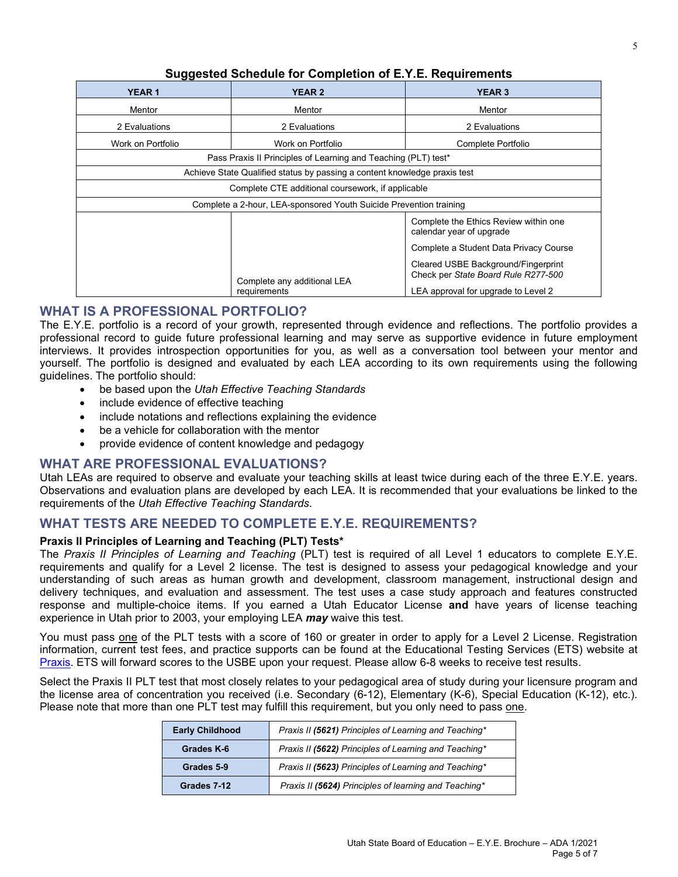## Suggested Schedule for Completion of E.Y.E. Requirements

| YEAR 1 | YEAR 2 | YEAR 3 |
|---|---|---|
| Mentor | Mentor | Mentor |
| 2 Evaluations | 2 Evaluations | 2 Evaluations |
| Work on Portfolio | Work on Portfolio | Complete Portfolio |
| Pass Praxis II Principles of Learning and Teaching (PLT) test* | | |
| Achieve State Qualified status by passing a content knowledge praxis test | | |
| Complete CTE additional coursework, if applicable | | |
| Complete a 2-hour, LEA-sponsored Youth Suicide Prevention training | | |
| | Complete any additional LEA requirements | Complete the Ethics Review within one calendar year of upgrade<br>Complete a Student Data Privacy Course<br>Cleared USBE Background/Fingerprint Check per *State Board Rule R277-500*<br>LEA approval for upgrade to Level 2 |

## WHAT IS A PROFESSIONAL PORTFOLIO?

The E.Y.E. portfolio is a record of your growth, represented through evidence and reflections. The portfolio provides a professional record to guide future professional learning and may serve as supportive evidence in future employment interviews. It provides introspection opportunities for you, as well as a conversation tool between your mentor and yourself. The portfolio is designed and evaluated by each LEA according to its own requirements using the following guidelines. The portfolio should:

- be based upon the *Utah Effective Teaching Standards*
- include evidence of effective teaching
- include notations and reflections explaining the evidence
- be a vehicle for collaboration with the mentor
- provide evidence of content knowledge and pedagogy

## WHAT ARE PROFESSIONAL EVALUATIONS?

Utah LEAs are required to observe and evaluate your teaching skills at least twice during each of the three E.Y.E. years. Observations and evaluation plans are developed by each LEA. It is recommended that your evaluations be linked to the requirements of the *Utah Effective Teaching Standards*.

## WHAT TESTS ARE NEEDED TO COMPLETE E.Y.E. REQUIREMENTS?

**Praxis II Principles of Learning and Teaching (PLT) Tests***

The *Praxis II Principles of Learning and Teaching* (PLT) test is required of all Level 1 educators to complete E.Y.E. requirements and qualify for a Level 2 license. The test is designed to assess your pedagogical knowledge and your understanding of such areas as human growth and development, classroom management, instructional design and delivery techniques, and evaluation and assessment. The test uses a case study approach and features constructed response and multiple-choice items. If you earned a Utah Educator License **and** have years of license teaching experience in Utah prior to 2003, your employing LEA ***may*** waive this test.

You must pass one of the PLT tests with a score of 160 or greater in order to apply for a Level 2 License. Registration information, current test fees, and practice supports can be found at the Educational Testing Services (ETS) website at Praxis. ETS will forward scores to the USBE upon your request. Please allow 6-8 weeks to receive test results.

Select the Praxis II PLT test that most closely relates to your pedagogical area of study during your licensure program and the license area of concentration you received (i.e. Secondary (6-12), Elementary (K-6), Special Education (K-12), etc.). Please note that more than one PLT test may fulfill this requirement, but you only need to pass one.

| **Early Childhood** | *Praxis II **(5621)** Principles of Learning and Teaching** |
|---|---|
| **Grades K-6** | *Praxis II **(5622)** Principles of Learning and Teaching** |
| **Grades 5-9** | *Praxis II **(5623)** Principles of Learning and Teaching** |
| **Grades 7-12** | *Praxis II **(5624)** Principles of learning and Teaching** |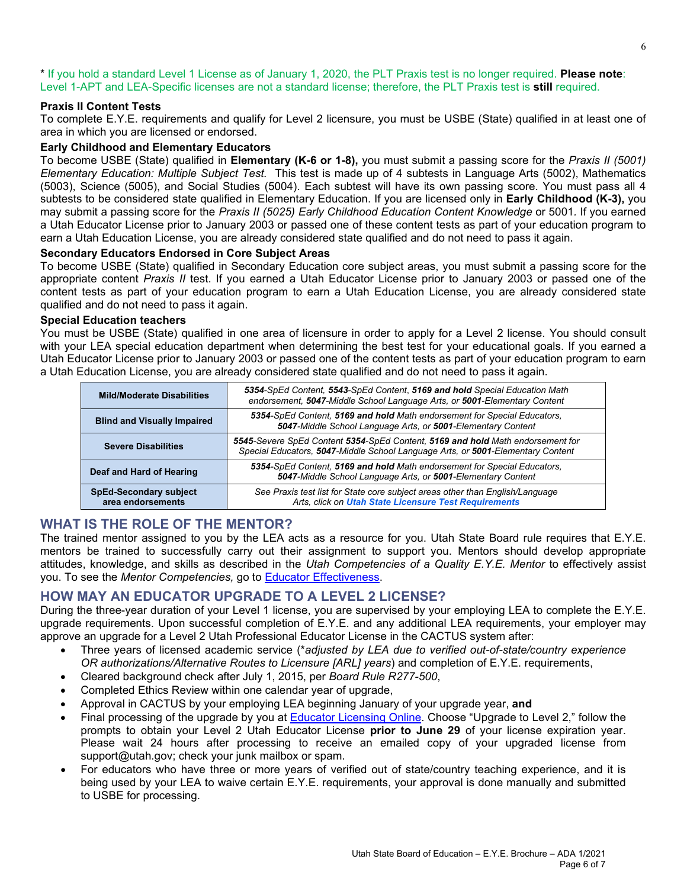* If you hold a standard Level 1 License as of January 1, 2020, the PLT Praxis test is no longer required. **Please note**: Level 1-APT and LEA-Specific licenses are not a standard license; therefore, the PLT Praxis test is **still** required.

**Praxis II Content Tests**

To complete E.Y.E. requirements and qualify for Level 2 licensure, you must be USBE (State) qualified in at least one of area in which you are licensed or endorsed.

**Early Childhood and Elementary Educators**

To become USBE (State) qualified in **Elementary (K-6 or 1-8),** you must submit a passing score for the *Praxis II (5001) Elementary Education: Multiple Subject Test.* This test is made up of 4 subtests in Language Arts (5002), Mathematics (5003), Science (5005), and Social Studies (5004). Each subtest will have its own passing score. You must pass all 4 subtests to be considered state qualified in Elementary Education. If you are licensed only in **Early Childhood (K-3),** you may submit a passing score for the *Praxis II (5025) Early Childhood Education Content Knowledge* or 5001. If you earned a Utah Educator License prior to January 2003 or passed one of these content tests as part of your education program to earn a Utah Education License, you are already considered state qualified and do not need to pass it again.

**Secondary Educators Endorsed in Core Subject Areas**

To become USBE (State) qualified in Secondary Education core subject areas, you must submit a passing score for the appropriate content *Praxis II* test. If you earned a Utah Educator License prior to January 2003 or passed one of the content tests as part of your education program to earn a Utah Education License, you are already considered state qualified and do not need to pass it again.

**Special Education teachers**

You must be USBE (State) qualified in one area of licensure in order to apply for a Level 2 license. You should consult with your LEA special education department when determining the best test for your educational goals. If you earned a Utah Educator License prior to January 2003 or passed one of the content tests as part of your education program to earn a Utah Education License, you are already considered state qualified and do not need to pass it again.

| | |
|---|---|
| **Mild/Moderate Disabilities** | ***5354**-SpEd Content, **5543**-SpEd Content, **5169 and hold** Special Education Math endorsement, **5047**-Middle School Language Arts, or **5001**-Elementary Content* |
| **Blind and Visually Impaired** | ***5354**-SpEd Content, **5169 and hold** Math endorsement for Special Educators, **5047**-Middle School Language Arts, or **5001**-Elementary Content* |
| **Severe Disabilities** | ***5545**-Severe SpEd Content **5354**-SpEd Content, **5169 and hold** Math endorsement for Special Educators, **5047**-Middle School Language Arts, or **5001**-Elementary Content* |
| **Deaf and Hard of Hearing** | ***5354**-SpEd Content, **5169 and hold** Math endorsement for Special Educators, **5047**-Middle School Language Arts, or **5001**-Elementary Content* |
| **SpEd-Secondary subject area endorsements** | *See Praxis test list for State core subject areas other than English/Language Arts, click on **Utah State Licensure Test Requirements*** |

## WHAT IS THE ROLE OF THE MENTOR?

The trained mentor assigned to you by the LEA acts as a resource for you. Utah State Board rule requires that E.Y.E. mentors be trained to successfully carry out their assignment to support you. Mentors should develop appropriate attitudes, knowledge, and skills as described in the *Utah Competencies of a Quality E.Y.E. Mentor* to effectively assist you. To see the *Mentor Competencies,* go to Educator Effectiveness.

## HOW MAY AN EDUCATOR UPGRADE TO A LEVEL 2 LICENSE?

During the three-year duration of your Level 1 license, you are supervised by your employing LEA to complete the E.Y.E. upgrade requirements. Upon successful completion of E.Y.E. and any additional LEA requirements, your employer may approve an upgrade for a Level 2 Utah Professional Educator License in the CACTUS system after:

- Three years of licensed academic service (**adjusted by LEA due to verified out-of-state/country experience OR authorizations/Alternative Routes to Licensure [ARL] years*) and completion of E.Y.E. requirements,
- Cleared background check after July 1, 2015, per *Board Rule R277-500*,
- Completed Ethics Review within one calendar year of upgrade,
- Approval in CACTUS by your employing LEA beginning January of your upgrade year, **and**
- Final processing of the upgrade by you at Educator Licensing Online. Choose "Upgrade to Level 2," follow the prompts to obtain your Level 2 Utah Educator License **prior to June 29** of your license expiration year. Please wait 24 hours after processing to receive an emailed copy of your upgraded license from support@utah.gov; check your junk mailbox or spam.
- For educators who have three or more years of verified out of state/country teaching experience, and it is being used by your LEA to waive certain E.Y.E. requirements, your approval is done manually and submitted to USBE for processing.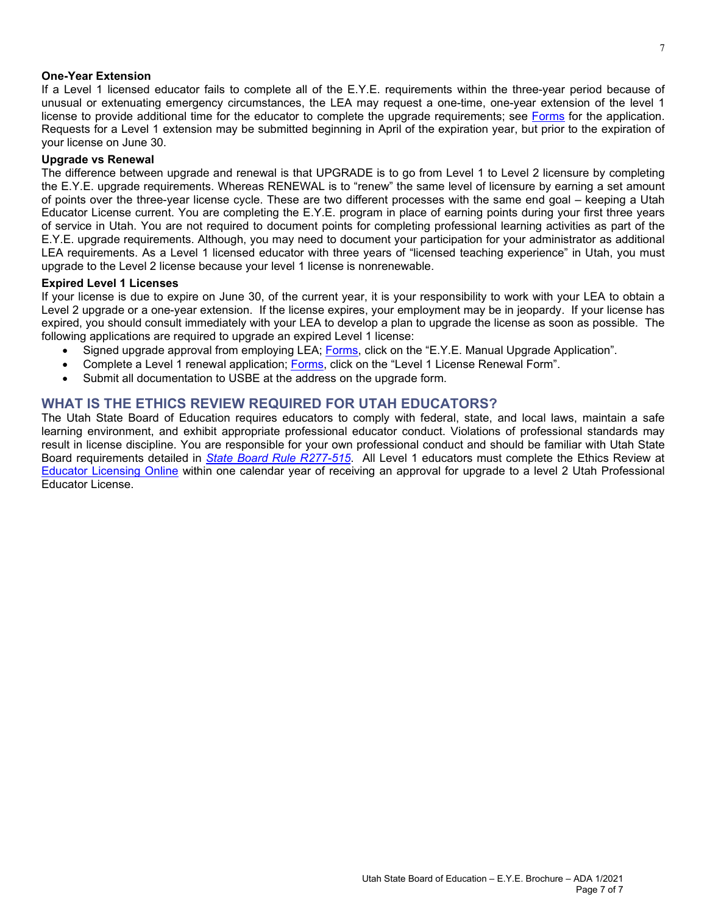**One-Year Extension**

If a Level 1 licensed educator fails to complete all of the E.Y.E. requirements within the three-year period because of unusual or extenuating emergency circumstances, the LEA may request a one-time, one-year extension of the level 1 license to provide additional time for the educator to complete the upgrade requirements; see Forms for the application. Requests for a Level 1 extension may be submitted beginning in April of the expiration year, but prior to the expiration of your license on June 30.

**Upgrade vs Renewal**

The difference between upgrade and renewal is that UPGRADE is to go from Level 1 to Level 2 licensure by completing the E.Y.E. upgrade requirements. Whereas RENEWAL is to "renew" the same level of licensure by earning a set amount of points over the three-year license cycle. These are two different processes with the same end goal – keeping a Utah Educator License current. You are completing the E.Y.E. program in place of earning points during your first three years of service in Utah. You are not required to document points for completing professional learning activities as part of the E.Y.E. upgrade requirements. Although, you may need to document your participation for your administrator as additional LEA requirements. As a Level 1 licensed educator with three years of "licensed teaching experience" in Utah, you must upgrade to the Level 2 license because your level 1 license is nonrenewable.

**Expired Level 1 Licenses**

If your license is due to expire on June 30, of the current year, it is your responsibility to work with your LEA to obtain a Level 2 upgrade or a one-year extension. If the license expires, your employment may be in jeopardy. If your license has expired, you should consult immediately with your LEA to develop a plan to upgrade the license as soon as possible. The following applications are required to upgrade an expired Level 1 license:

- Signed upgrade approval from employing LEA; Forms, click on the "E.Y.E. Manual Upgrade Application".
- Complete a Level 1 renewal application; Forms, click on the "Level 1 License Renewal Form".
- Submit all documentation to USBE at the address on the upgrade form.

## WHAT IS THE ETHICS REVIEW REQUIRED FOR UTAH EDUCATORS?

The Utah State Board of Education requires educators to comply with federal, state, and local laws, maintain a safe learning environment, and exhibit appropriate professional educator conduct. Violations of professional standards may result in license discipline. You are responsible for your own professional conduct and should be familiar with Utah State Board requirements detailed in *State Board Rule R277-515*. All Level 1 educators must complete the Ethics Review at Educator Licensing Online within one calendar year of receiving an approval for upgrade to a level 2 Utah Professional Educator License.